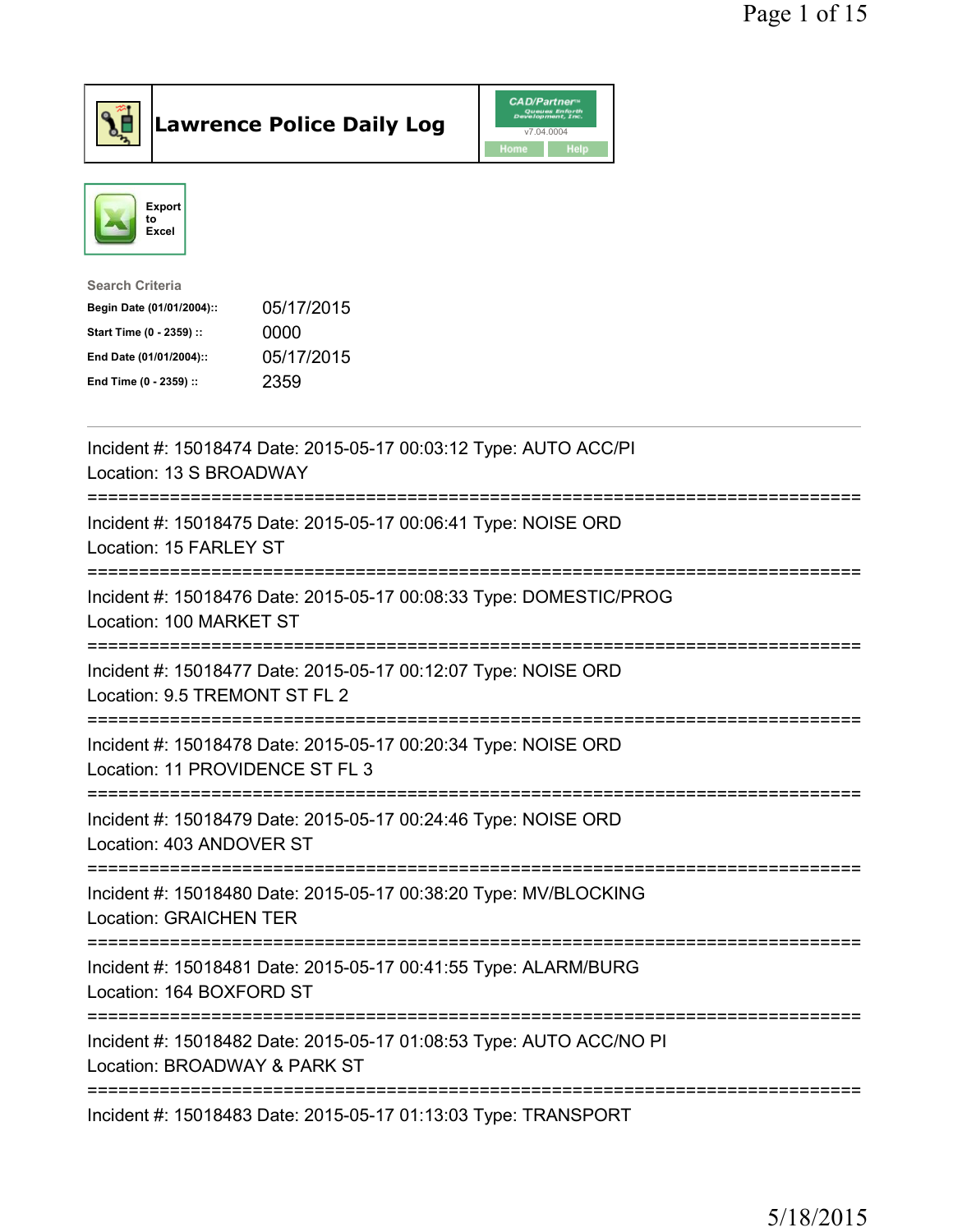# Lawrence Police Daily Log

CAD/Partner v7.04.0004

Home | Help

Export to Excel

**Search Criteria**

| | |
|---|---|
| **Begin Date (01/01/2004)::** | 05/17/2015 |
| **Start Time (0 - 2359) ::** | 0000 |
| **End Date (01/01/2004)::** | 05/17/2015 |
| **End Time (0 - 2359) ::** | 2359 |

---

Incident #: 15018474 Date: 2015-05-17 00:03:12 Type: AUTO ACC/PI
Location: 13 S BROADWAY

===========================================================================

Incident #: 15018475 Date: 2015-05-17 00:06:41 Type: NOISE ORD
Location: 15 FARLEY ST

===========================================================================

Incident #: 15018476 Date: 2015-05-17 00:08:33 Type: DOMESTIC/PROG
Location: 100 MARKET ST

===========================================================================

Incident #: 15018477 Date: 2015-05-17 00:12:07 Type: NOISE ORD
Location: 9.5 TREMONT ST FL 2

===========================================================================

Incident #: 15018478 Date: 2015-05-17 00:20:34 Type: NOISE ORD
Location: 11 PROVIDENCE ST FL 3

===========================================================================

Incident #: 15018479 Date: 2015-05-17 00:24:46 Type: NOISE ORD
Location: 403 ANDOVER ST

===========================================================================

Incident #: 15018480 Date: 2015-05-17 00:38:20 Type: MV/BLOCKING
Location: GRAICHEN TER

===========================================================================

Incident #: 15018481 Date: 2015-05-17 00:41:55 Type: ALARM/BURG
Location: 164 BOXFORD ST

===========================================================================

Incident #: 15018482 Date: 2015-05-17 01:08:53 Type: AUTO ACC/NO PI
Location: BROADWAY & PARK ST

===========================================================================

Incident #: 15018483 Date: 2015-05-17 01:13:03 Type: TRANSPORT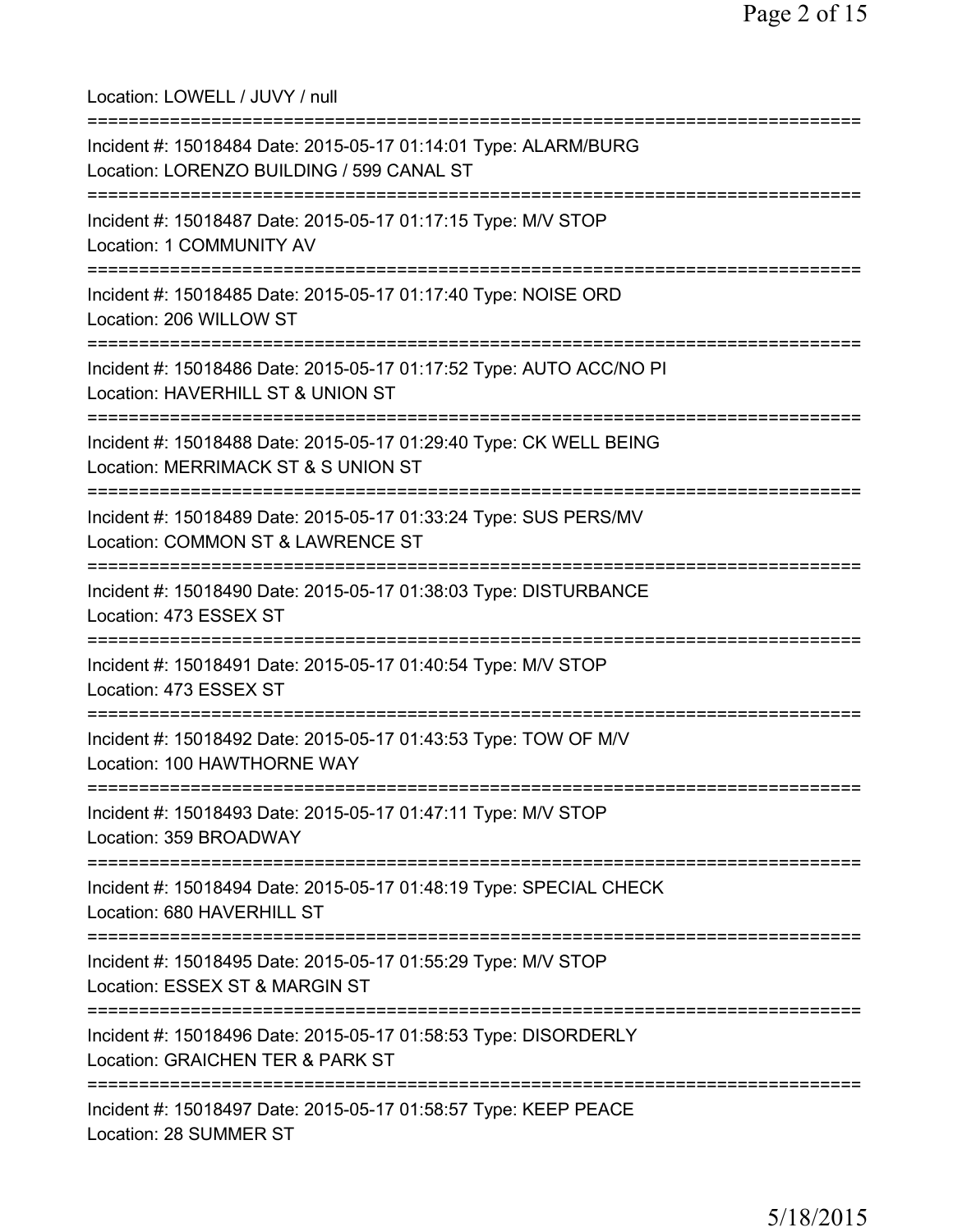Location: LOWELL / JUVY / null

===========================================================================

Incident #: 15018484 Date: 2015-05-17 01:14:01 Type: ALARM/BURG
Location: LORENZO BUILDING / 599 CANAL ST

===========================================================================

Incident #: 15018487 Date: 2015-05-17 01:17:15 Type: M/V STOP
Location: 1 COMMUNITY AV

===========================================================================

Incident #: 15018485 Date: 2015-05-17 01:17:40 Type: NOISE ORD
Location: 206 WILLOW ST

===========================================================================

Incident #: 15018486 Date: 2015-05-17 01:17:52 Type: AUTO ACC/NO PI
Location: HAVERHILL ST & UNION ST

===========================================================================

Incident #: 15018488 Date: 2015-05-17 01:29:40 Type: CK WELL BEING
Location: MERRIMACK ST & S UNION ST

===========================================================================

Incident #: 15018489 Date: 2015-05-17 01:33:24 Type: SUS PERS/MV
Location: COMMON ST & LAWRENCE ST

===========================================================================

Incident #: 15018490 Date: 2015-05-17 01:38:03 Type: DISTURBANCE
Location: 473 ESSEX ST

===========================================================================

Incident #: 15018491 Date: 2015-05-17 01:40:54 Type: M/V STOP
Location: 473 ESSEX ST

===========================================================================

Incident #: 15018492 Date: 2015-05-17 01:43:53 Type: TOW OF M/V
Location: 100 HAWTHORNE WAY

===========================================================================

Incident #: 15018493 Date: 2015-05-17 01:47:11 Type: M/V STOP
Location: 359 BROADWAY

===========================================================================

Incident #: 15018494 Date: 2015-05-17 01:48:19 Type: SPECIAL CHECK
Location: 680 HAVERHILL ST

===========================================================================

Incident #: 15018495 Date: 2015-05-17 01:55:29 Type: M/V STOP
Location: ESSEX ST & MARGIN ST

===========================================================================

Incident #: 15018496 Date: 2015-05-17 01:58:53 Type: DISORDERLY
Location: GRAICHEN TER & PARK ST

===========================================================================

Incident #: 15018497 Date: 2015-05-17 01:58:57 Type: KEEP PEACE
Location: 28 SUMMER ST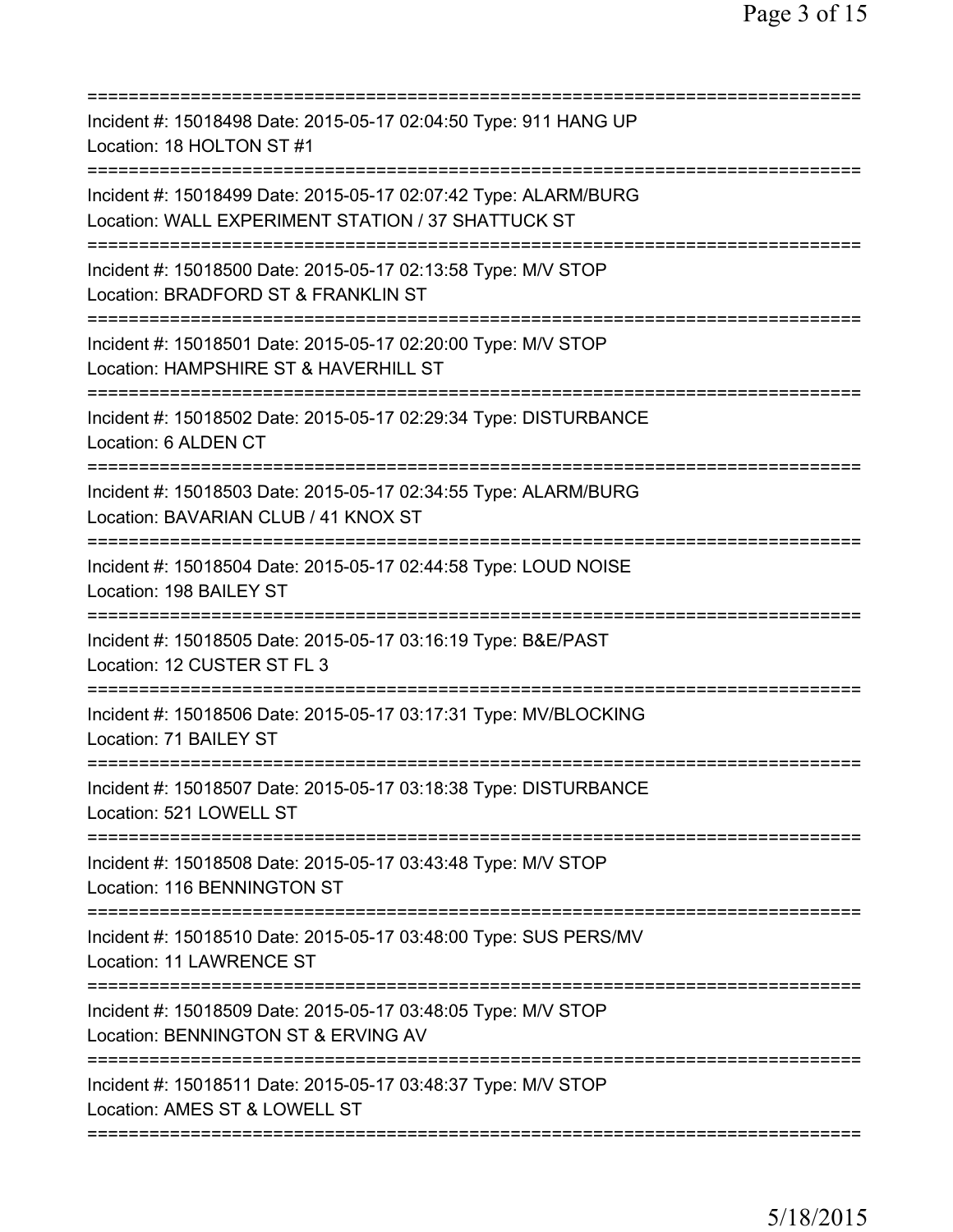===========================================================================
Incident #: 15018498 Date: 2015-05-17 02:04:50 Type: 911 HANG UP
Location: 18 HOLTON ST #1
===========================================================================
Incident #: 15018499 Date: 2015-05-17 02:07:42 Type: ALARM/BURG
Location: WALL EXPERIMENT STATION / 37 SHATTUCK ST
===========================================================================
Incident #: 15018500 Date: 2015-05-17 02:13:58 Type: M/V STOP
Location: BRADFORD ST & FRANKLIN ST
===========================================================================
Incident #: 15018501 Date: 2015-05-17 02:20:00 Type: M/V STOP
Location: HAMPSHIRE ST & HAVERHILL ST
===========================================================================
Incident #: 15018502 Date: 2015-05-17 02:29:34 Type: DISTURBANCE
Location: 6 ALDEN CT
===========================================================================
Incident #: 15018503 Date: 2015-05-17 02:34:55 Type: ALARM/BURG
Location: BAVARIAN CLUB / 41 KNOX ST
===========================================================================
Incident #: 15018504 Date: 2015-05-17 02:44:58 Type: LOUD NOISE
Location: 198 BAILEY ST
===========================================================================
Incident #: 15018505 Date: 2015-05-17 03:16:19 Type: B&E/PAST
Location: 12 CUSTER ST FL 3
===========================================================================
Incident #: 15018506 Date: 2015-05-17 03:17:31 Type: MV/BLOCKING
Location: 71 BAILEY ST
===========================================================================
Incident #: 15018507 Date: 2015-05-17 03:18:38 Type: DISTURBANCE
Location: 521 LOWELL ST
===========================================================================
Incident #: 15018508 Date: 2015-05-17 03:43:48 Type: M/V STOP
Location: 116 BENNINGTON ST
===========================================================================
Incident #: 15018510 Date: 2015-05-17 03:48:00 Type: SUS PERS/MV
Location: 11 LAWRENCE ST
===========================================================================
Incident #: 15018509 Date: 2015-05-17 03:48:05 Type: M/V STOP
Location: BENNINGTON ST & ERVING AV
===========================================================================
Incident #: 15018511 Date: 2015-05-17 03:48:37 Type: M/V STOP
Location: AMES ST & LOWELL ST
===========================================================================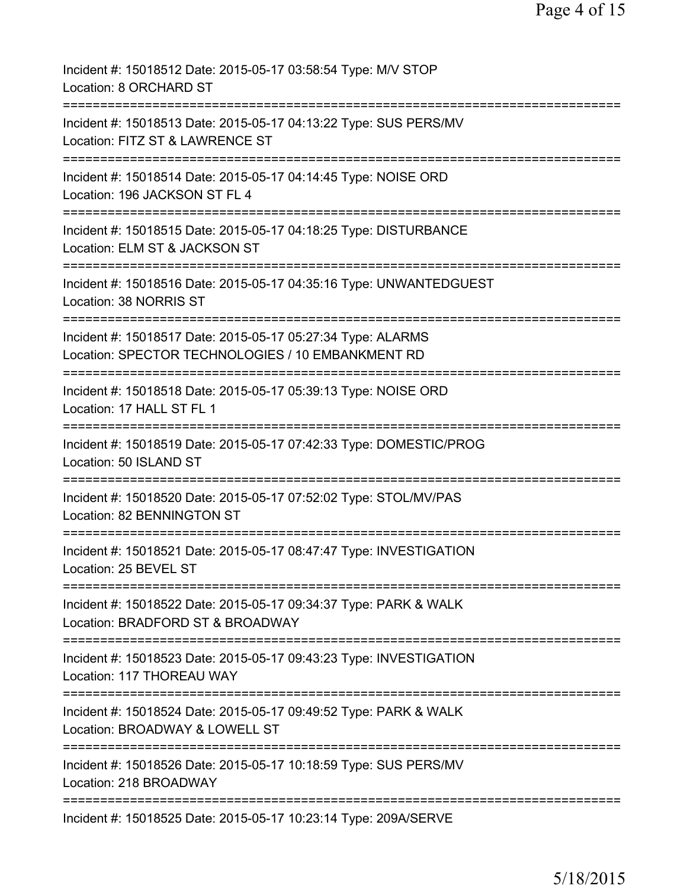Incident #: 15018512 Date: 2015-05-17 03:58:54 Type: M/V STOP
Location: 8 ORCHARD ST

===========================================================================

Incident #: 15018513 Date: 2015-05-17 04:13:22 Type: SUS PERS/MV
Location: FITZ ST & LAWRENCE ST

===========================================================================

Incident #: 15018514 Date: 2015-05-17 04:14:45 Type: NOISE ORD
Location: 196 JACKSON ST FL 4

===========================================================================

Incident #: 15018515 Date: 2015-05-17 04:18:25 Type: DISTURBANCE
Location: ELM ST & JACKSON ST

===========================================================================

Incident #: 15018516 Date: 2015-05-17 04:35:16 Type: UNWANTEDGUEST
Location: 38 NORRIS ST

===========================================================================

Incident #: 15018517 Date: 2015-05-17 05:27:34 Type: ALARMS
Location: SPECTOR TECHNOLOGIES / 10 EMBANKMENT RD

===========================================================================

Incident #: 15018518 Date: 2015-05-17 05:39:13 Type: NOISE ORD
Location: 17 HALL ST FL 1

===========================================================================

Incident #: 15018519 Date: 2015-05-17 07:42:33 Type: DOMESTIC/PROG
Location: 50 ISLAND ST

===========================================================================

Incident #: 15018520 Date: 2015-05-17 07:52:02 Type: STOL/MV/PAS
Location: 82 BENNINGTON ST

===========================================================================

Incident #: 15018521 Date: 2015-05-17 08:47:47 Type: INVESTIGATION
Location: 25 BEVEL ST

===========================================================================

Incident #: 15018522 Date: 2015-05-17 09:34:37 Type: PARK & WALK
Location: BRADFORD ST & BROADWAY

===========================================================================

Incident #: 15018523 Date: 2015-05-17 09:43:23 Type: INVESTIGATION
Location: 117 THOREAU WAY

===========================================================================

Incident #: 15018524 Date: 2015-05-17 09:49:52 Type: PARK & WALK
Location: BROADWAY & LOWELL ST

===========================================================================

Incident #: 15018526 Date: 2015-05-17 10:18:59 Type: SUS PERS/MV
Location: 218 BROADWAY

===========================================================================

Incident #: 15018525 Date: 2015-05-17 10:23:14 Type: 209A/SERVE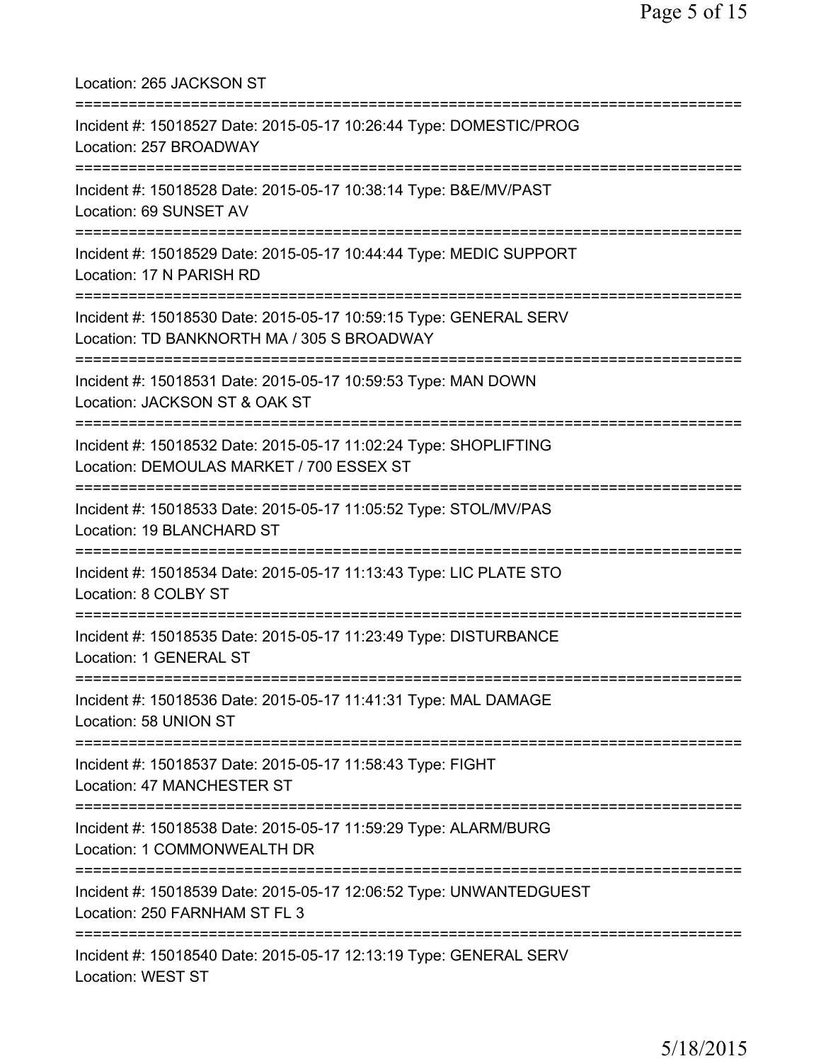Location: 265 JACKSON ST

===========================================================================

Incident #: 15018527 Date: 2015-05-17 10:26:44 Type: DOMESTIC/PROG
Location: 257 BROADWAY

===========================================================================

Incident #: 15018528 Date: 2015-05-17 10:38:14 Type: B&E/MV/PAST
Location: 69 SUNSET AV

===========================================================================

Incident #: 15018529 Date: 2015-05-17 10:44:44 Type: MEDIC SUPPORT
Location: 17 N PARISH RD

===========================================================================

Incident #: 15018530 Date: 2015-05-17 10:59:15 Type: GENERAL SERV
Location: TD BANKNORTH MA / 305 S BROADWAY

===========================================================================

Incident #: 15018531 Date: 2015-05-17 10:59:53 Type: MAN DOWN
Location: JACKSON ST & OAK ST

===========================================================================

Incident #: 15018532 Date: 2015-05-17 11:02:24 Type: SHOPLIFTING
Location: DEMOULAS MARKET / 700 ESSEX ST

===========================================================================

Incident #: 15018533 Date: 2015-05-17 11:05:52 Type: STOL/MV/PAS
Location: 19 BLANCHARD ST

===========================================================================

Incident #: 15018534 Date: 2015-05-17 11:13:43 Type: LIC PLATE STO
Location: 8 COLBY ST

===========================================================================

Incident #: 15018535 Date: 2015-05-17 11:23:49 Type: DISTURBANCE
Location: 1 GENERAL ST

===========================================================================

Incident #: 15018536 Date: 2015-05-17 11:41:31 Type: MAL DAMAGE
Location: 58 UNION ST

===========================================================================

Incident #: 15018537 Date: 2015-05-17 11:58:43 Type: FIGHT
Location: 47 MANCHESTER ST

===========================================================================

Incident #: 15018538 Date: 2015-05-17 11:59:29 Type: ALARM/BURG
Location: 1 COMMONWEALTH DR

===========================================================================

Incident #: 15018539 Date: 2015-05-17 12:06:52 Type: UNWANTEDGUEST
Location: 250 FARNHAM ST FL 3

===========================================================================

Incident #: 15018540 Date: 2015-05-17 12:13:19 Type: GENERAL SERV
Location: WEST ST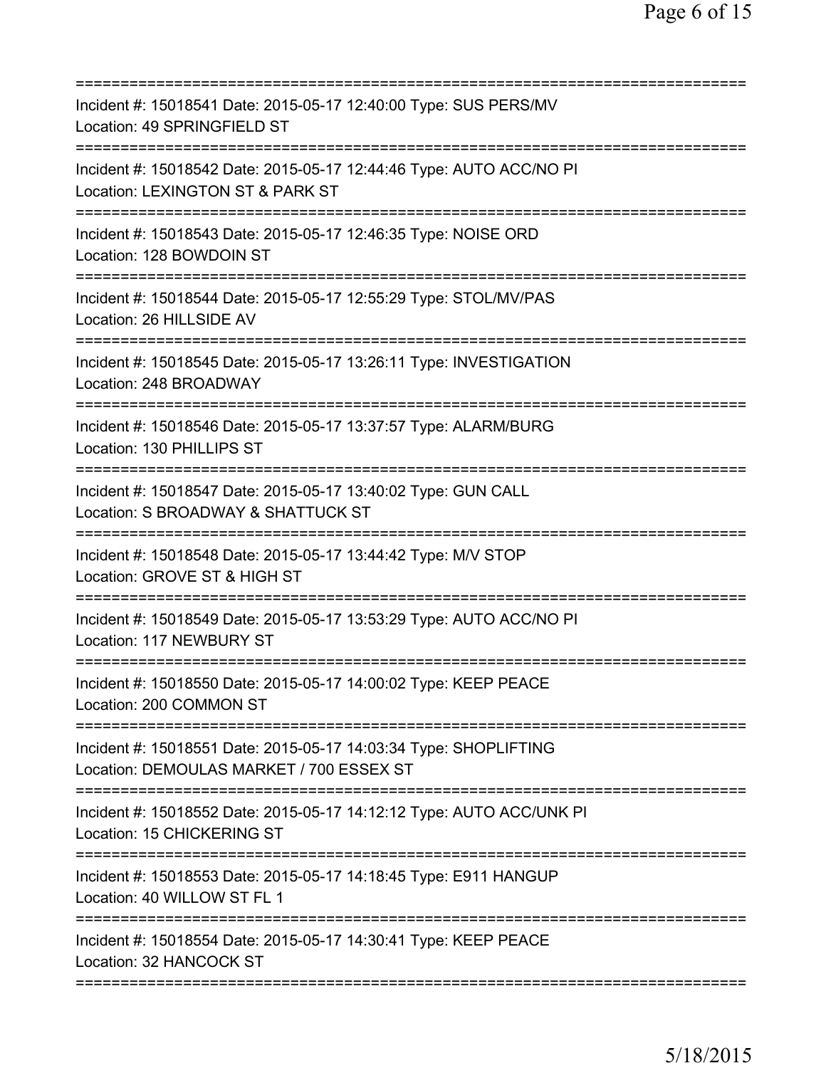Incident #: 15018541 Date: 2015-05-17 12:40:00 Type: SUS PERS/MV
Location: 49 SPRINGFIELD ST

Incident #: 15018542 Date: 2015-05-17 12:44:46 Type: AUTO ACC/NO PI
Location: LEXINGTON ST & PARK ST

Incident #: 15018543 Date: 2015-05-17 12:46:35 Type: NOISE ORD
Location: 128 BOWDOIN ST

Incident #: 15018544 Date: 2015-05-17 12:55:29 Type: STOL/MV/PAS
Location: 26 HILLSIDE AV

Incident #: 15018545 Date: 2015-05-17 13:26:11 Type: INVESTIGATION
Location: 248 BROADWAY

Incident #: 15018546 Date: 2015-05-17 13:37:57 Type: ALARM/BURG
Location: 130 PHILLIPS ST

Incident #: 15018547 Date: 2015-05-17 13:40:02 Type: GUN CALL
Location: S BROADWAY & SHATTUCK ST

Incident #: 15018548 Date: 2015-05-17 13:44:42 Type: M/V STOP
Location: GROVE ST & HIGH ST

Incident #: 15018549 Date: 2015-05-17 13:53:29 Type: AUTO ACC/NO PI
Location: 117 NEWBURY ST

Incident #: 15018550 Date: 2015-05-17 14:00:02 Type: KEEP PEACE
Location: 200 COMMON ST

Incident #: 15018551 Date: 2015-05-17 14:03:34 Type: SHOPLIFTING
Location: DEMOULAS MARKET / 700 ESSEX ST

Incident #: 15018552 Date: 2015-05-17 14:12:12 Type: AUTO ACC/UNK PI
Location: 15 CHICKERING ST

Incident #: 15018553 Date: 2015-05-17 14:18:45 Type: E911 HANGUP
Location: 40 WILLOW ST FL 1

Incident #: 15018554 Date: 2015-05-17 14:30:41 Type: KEEP PEACE
Location: 32 HANCOCK ST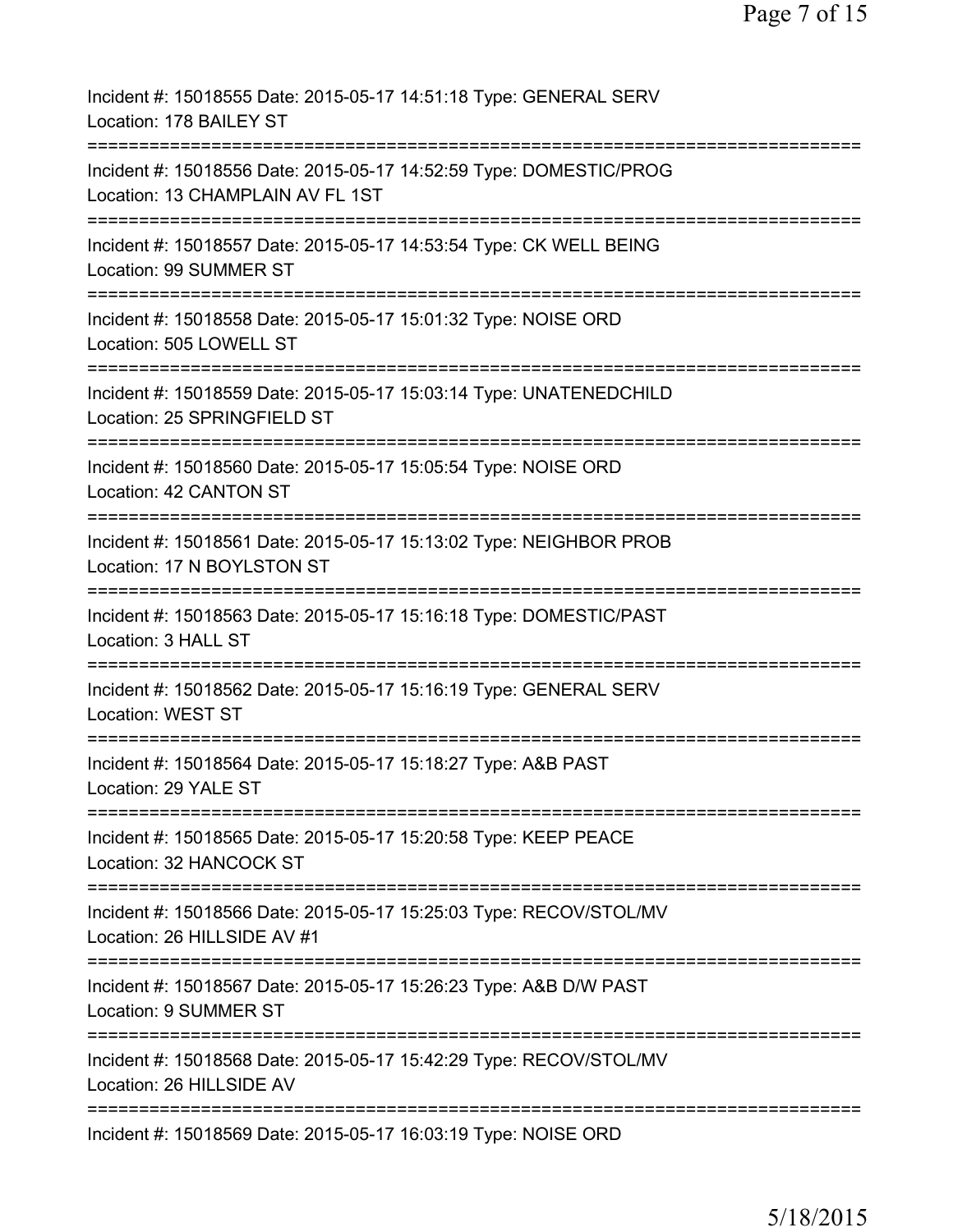Incident #: 15018555 Date: 2015-05-17 14:51:18 Type: GENERAL SERV
Location: 178 BAILEY ST
===========================================================================
Incident #: 15018556 Date: 2015-05-17 14:52:59 Type: DOMESTIC/PROG
Location: 13 CHAMPLAIN AV FL 1ST
===========================================================================
Incident #: 15018557 Date: 2015-05-17 14:53:54 Type: CK WELL BEING
Location: 99 SUMMER ST
===========================================================================
Incident #: 15018558 Date: 2015-05-17 15:01:32 Type: NOISE ORD
Location: 505 LOWELL ST
===========================================================================
Incident #: 15018559 Date: 2015-05-17 15:03:14 Type: UNATENEDCHILD
Location: 25 SPRINGFIELD ST
===========================================================================
Incident #: 15018560 Date: 2015-05-17 15:05:54 Type: NOISE ORD
Location: 42 CANTON ST
===========================================================================
Incident #: 15018561 Date: 2015-05-17 15:13:02 Type: NEIGHBOR PROB
Location: 17 N BOYLSTON ST
===========================================================================
Incident #: 15018563 Date: 2015-05-17 15:16:18 Type: DOMESTIC/PAST
Location: 3 HALL ST
===========================================================================
Incident #: 15018562 Date: 2015-05-17 15:16:19 Type: GENERAL SERV
Location: WEST ST
===========================================================================
Incident #: 15018564 Date: 2015-05-17 15:18:27 Type: A&B PAST
Location: 29 YALE ST
===========================================================================
Incident #: 15018565 Date: 2015-05-17 15:20:58 Type: KEEP PEACE
Location: 32 HANCOCK ST
===========================================================================
Incident #: 15018566 Date: 2015-05-17 15:25:03 Type: RECOV/STOL/MV
Location: 26 HILLSIDE AV #1
===========================================================================
Incident #: 15018567 Date: 2015-05-17 15:26:23 Type: A&B D/W PAST
Location: 9 SUMMER ST
===========================================================================
Incident #: 15018568 Date: 2015-05-17 15:42:29 Type: RECOV/STOL/MV
Location: 26 HILLSIDE AV
===========================================================================
Incident #: 15018569 Date: 2015-05-17 16:03:19 Type: NOISE ORD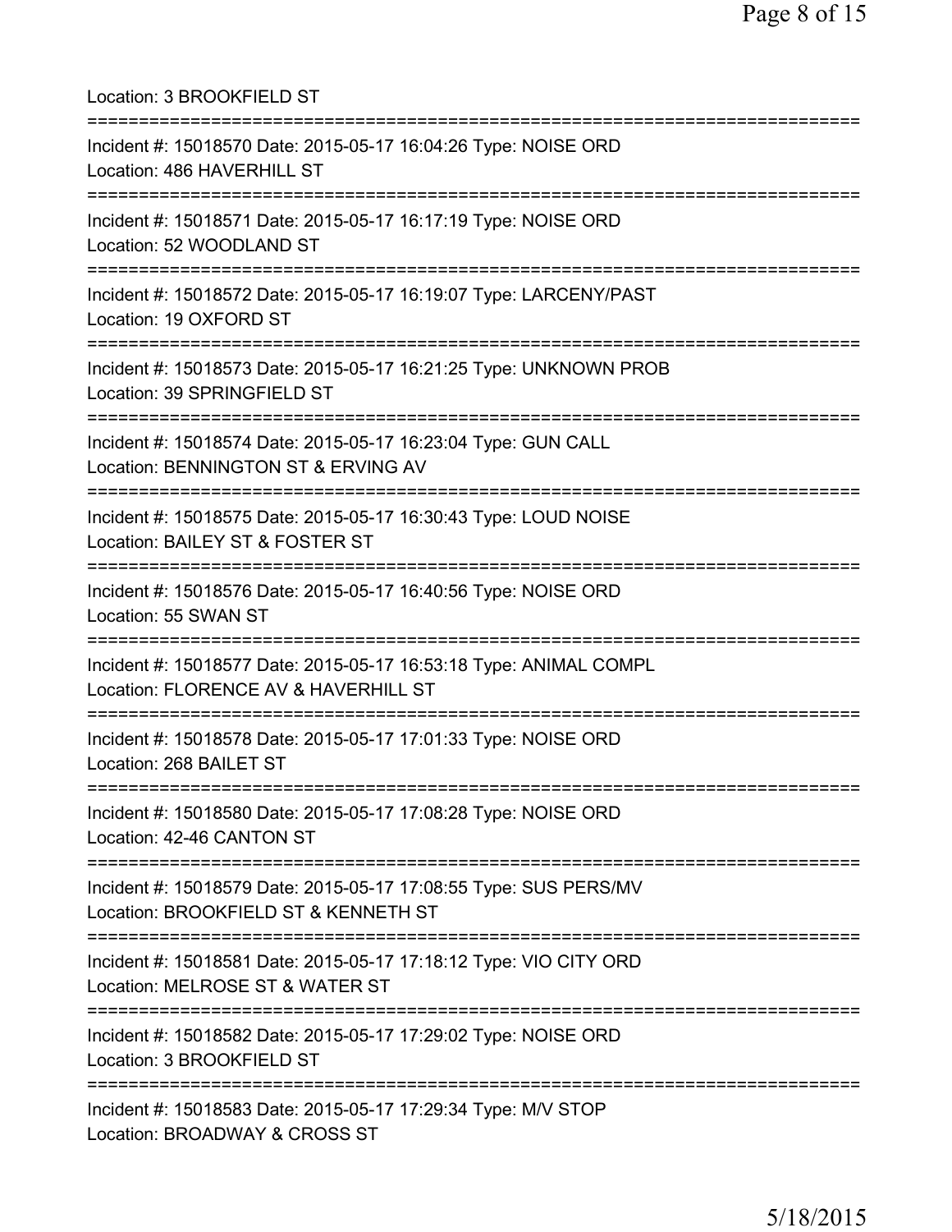Location: 3 BROOKFIELD ST

===========================================================================

Incident #: 15018570 Date: 2015-05-17 16:04:26 Type: NOISE ORD
Location: 486 HAVERHILL ST

===========================================================================

Incident #: 15018571 Date: 2015-05-17 16:17:19 Type: NOISE ORD
Location: 52 WOODLAND ST

===========================================================================

Incident #: 15018572 Date: 2015-05-17 16:19:07 Type: LARCENY/PAST
Location: 19 OXFORD ST

===========================================================================

Incident #: 15018573 Date: 2015-05-17 16:21:25 Type: UNKNOWN PROB
Location: 39 SPRINGFIELD ST

===========================================================================

Incident #: 15018574 Date: 2015-05-17 16:23:04 Type: GUN CALL
Location: BENNINGTON ST & ERVING AV

===========================================================================

Incident #: 15018575 Date: 2015-05-17 16:30:43 Type: LOUD NOISE
Location: BAILEY ST & FOSTER ST

===========================================================================

Incident #: 15018576 Date: 2015-05-17 16:40:56 Type: NOISE ORD
Location: 55 SWAN ST

===========================================================================

Incident #: 15018577 Date: 2015-05-17 16:53:18 Type: ANIMAL COMPL
Location: FLORENCE AV & HAVERHILL ST

===========================================================================

Incident #: 15018578 Date: 2015-05-17 17:01:33 Type: NOISE ORD
Location: 268 BAILET ST

===========================================================================

Incident #: 15018580 Date: 2015-05-17 17:08:28 Type: NOISE ORD
Location: 42-46 CANTON ST

===========================================================================

Incident #: 15018579 Date: 2015-05-17 17:08:55 Type: SUS PERS/MV
Location: BROOKFIELD ST & KENNETH ST

===========================================================================

Incident #: 15018581 Date: 2015-05-17 17:18:12 Type: VIO CITY ORD
Location: MELROSE ST & WATER ST

===========================================================================

Incident #: 15018582 Date: 2015-05-17 17:29:02 Type: NOISE ORD
Location: 3 BROOKFIELD ST

===========================================================================

Incident #: 15018583 Date: 2015-05-17 17:29:34 Type: M/V STOP
Location: BROADWAY & CROSS ST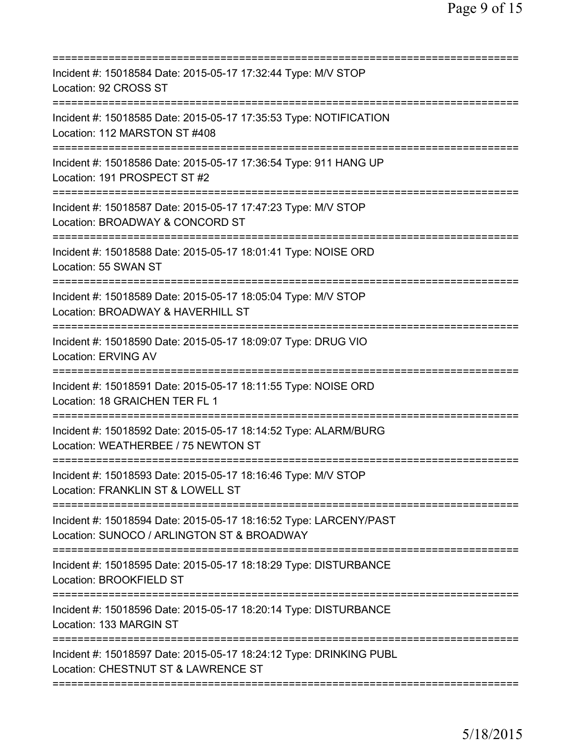===========================================================================

Incident #: 15018584 Date: 2015-05-17 17:32:44 Type: M/V STOP
Location: 92 CROSS ST

===========================================================================

Incident #: 15018585 Date: 2015-05-17 17:35:53 Type: NOTIFICATION
Location: 112 MARSTON ST #408

===========================================================================

Incident #: 15018586 Date: 2015-05-17 17:36:54 Type: 911 HANG UP
Location: 191 PROSPECT ST #2

===========================================================================

Incident #: 15018587 Date: 2015-05-17 17:47:23 Type: M/V STOP
Location: BROADWAY & CONCORD ST

===========================================================================

Incident #: 15018588 Date: 2015-05-17 18:01:41 Type: NOISE ORD
Location: 55 SWAN ST

===========================================================================

Incident #: 15018589 Date: 2015-05-17 18:05:04 Type: M/V STOP
Location: BROADWAY & HAVERHILL ST

===========================================================================

Incident #: 15018590 Date: 2015-05-17 18:09:07 Type: DRUG VIO
Location: ERVING AV

===========================================================================

Incident #: 15018591 Date: 2015-05-17 18:11:55 Type: NOISE ORD
Location: 18 GRAICHEN TER FL 1

===========================================================================

Incident #: 15018592 Date: 2015-05-17 18:14:52 Type: ALARM/BURG
Location: WEATHERBEE / 75 NEWTON ST

===========================================================================

Incident #: 15018593 Date: 2015-05-17 18:16:46 Type: M/V STOP
Location: FRANKLIN ST & LOWELL ST

===========================================================================

Incident #: 15018594 Date: 2015-05-17 18:16:52 Type: LARCENY/PAST
Location: SUNOCO / ARLINGTON ST & BROADWAY

===========================================================================

Incident #: 15018595 Date: 2015-05-17 18:18:29 Type: DISTURBANCE
Location: BROOKFIELD ST

===========================================================================

Incident #: 15018596 Date: 2015-05-17 18:20:14 Type: DISTURBANCE
Location: 133 MARGIN ST

===========================================================================

Incident #: 15018597 Date: 2015-05-17 18:24:12 Type: DRINKING PUBL
Location: CHESTNUT ST & LAWRENCE ST

===========================================================================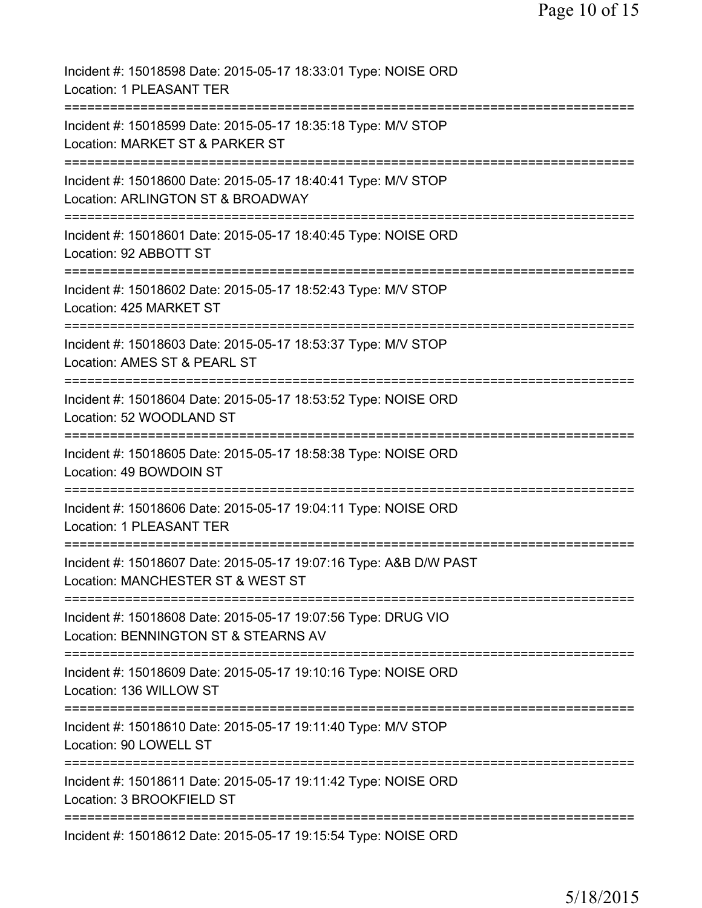Incident #: 15018598 Date: 2015-05-17 18:33:01 Type: NOISE ORD
Location: 1 PLEASANT TER

===========================================================================

Incident #: 15018599 Date: 2015-05-17 18:35:18 Type: M/V STOP
Location: MARKET ST & PARKER ST

===========================================================================

Incident #: 15018600 Date: 2015-05-17 18:40:41 Type: M/V STOP
Location: ARLINGTON ST & BROADWAY

===========================================================================

Incident #: 15018601 Date: 2015-05-17 18:40:45 Type: NOISE ORD
Location: 92 ABBOTT ST

===========================================================================

Incident #: 15018602 Date: 2015-05-17 18:52:43 Type: M/V STOP
Location: 425 MARKET ST

===========================================================================

Incident #: 15018603 Date: 2015-05-17 18:53:37 Type: M/V STOP
Location: AMES ST & PEARL ST

===========================================================================

Incident #: 15018604 Date: 2015-05-17 18:53:52 Type: NOISE ORD
Location: 52 WOODLAND ST

===========================================================================

Incident #: 15018605 Date: 2015-05-17 18:58:38 Type: NOISE ORD
Location: 49 BOWDOIN ST

===========================================================================

Incident #: 15018606 Date: 2015-05-17 19:04:11 Type: NOISE ORD
Location: 1 PLEASANT TER

===========================================================================

Incident #: 15018607 Date: 2015-05-17 19:07:16 Type: A&B D/W PAST
Location: MANCHESTER ST & WEST ST

===========================================================================

Incident #: 15018608 Date: 2015-05-17 19:07:56 Type: DRUG VIO
Location: BENNINGTON ST & STEARNS AV

===========================================================================

Incident #: 15018609 Date: 2015-05-17 19:10:16 Type: NOISE ORD
Location: 136 WILLOW ST

===========================================================================

Incident #: 15018610 Date: 2015-05-17 19:11:40 Type: M/V STOP
Location: 90 LOWELL ST

===========================================================================

Incident #: 15018611 Date: 2015-05-17 19:11:42 Type: NOISE ORD
Location: 3 BROOKFIELD ST

===========================================================================

Incident #: 15018612 Date: 2015-05-17 19:15:54 Type: NOISE ORD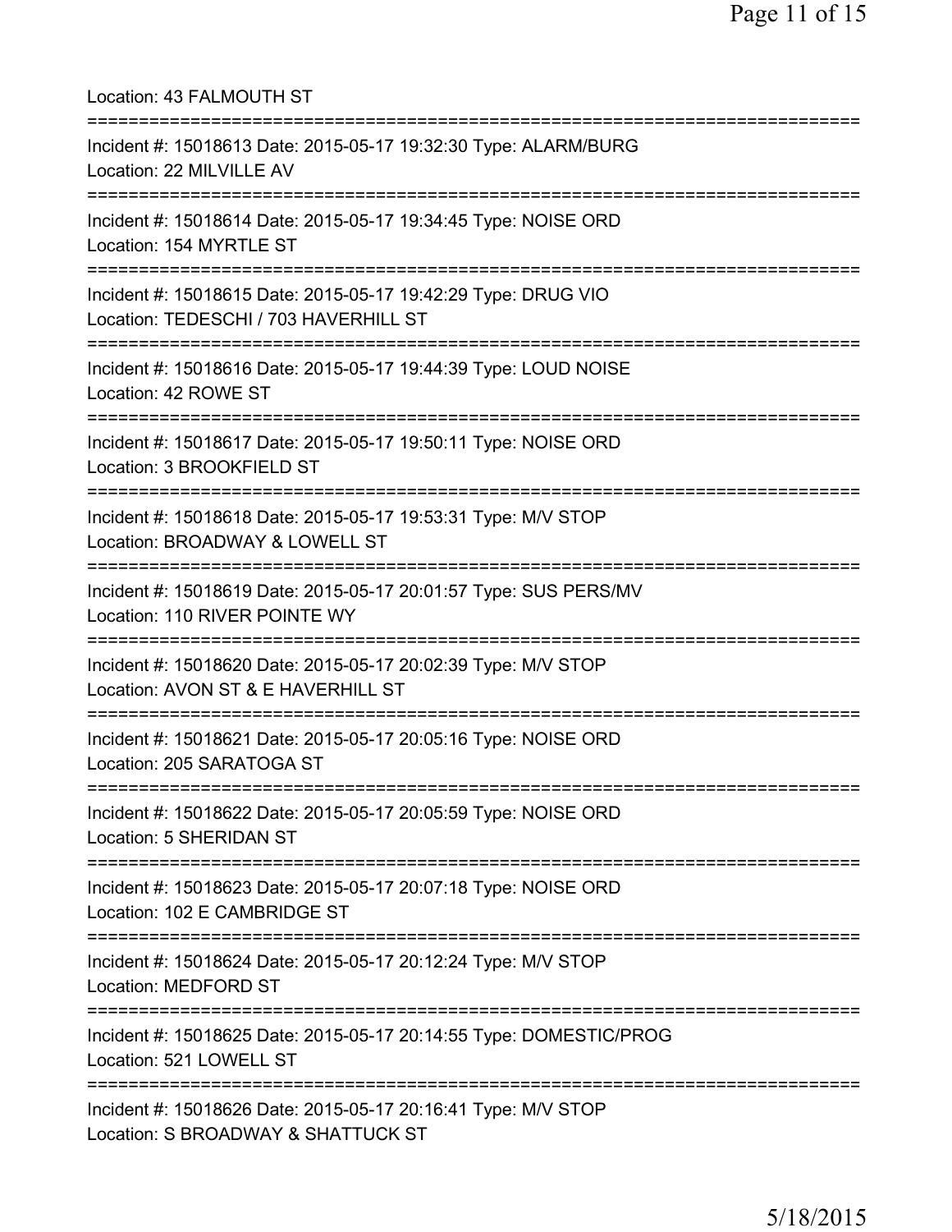Location: 43 FALMOUTH ST

===========================================================================

Incident #: 15018613 Date: 2015-05-17 19:32:30 Type: ALARM/BURG
Location: 22 MILVILLE AV

===========================================================================

Incident #: 15018614 Date: 2015-05-17 19:34:45 Type: NOISE ORD
Location: 154 MYRTLE ST

===========================================================================

Incident #: 15018615 Date: 2015-05-17 19:42:29 Type: DRUG VIO
Location: TEDESCHI / 703 HAVERHILL ST

===========================================================================

Incident #: 15018616 Date: 2015-05-17 19:44:39 Type: LOUD NOISE
Location: 42 ROWE ST

===========================================================================

Incident #: 15018617 Date: 2015-05-17 19:50:11 Type: NOISE ORD
Location: 3 BROOKFIELD ST

===========================================================================

Incident #: 15018618 Date: 2015-05-17 19:53:31 Type: M/V STOP
Location: BROADWAY & LOWELL ST

===========================================================================

Incident #: 15018619 Date: 2015-05-17 20:01:57 Type: SUS PERS/MV
Location: 110 RIVER POINTE WY

===========================================================================

Incident #: 15018620 Date: 2015-05-17 20:02:39 Type: M/V STOP
Location: AVON ST & E HAVERHILL ST

===========================================================================

Incident #: 15018621 Date: 2015-05-17 20:05:16 Type: NOISE ORD
Location: 205 SARATOGA ST

===========================================================================

Incident #: 15018622 Date: 2015-05-17 20:05:59 Type: NOISE ORD
Location: 5 SHERIDAN ST

===========================================================================

Incident #: 15018623 Date: 2015-05-17 20:07:18 Type: NOISE ORD
Location: 102 E CAMBRIDGE ST

===========================================================================

Incident #: 15018624 Date: 2015-05-17 20:12:24 Type: M/V STOP
Location: MEDFORD ST

===========================================================================

Incident #: 15018625 Date: 2015-05-17 20:14:55 Type: DOMESTIC/PROG
Location: 521 LOWELL ST

===========================================================================

Incident #: 15018626 Date: 2015-05-17 20:16:41 Type: M/V STOP
Location: S BROADWAY & SHATTUCK ST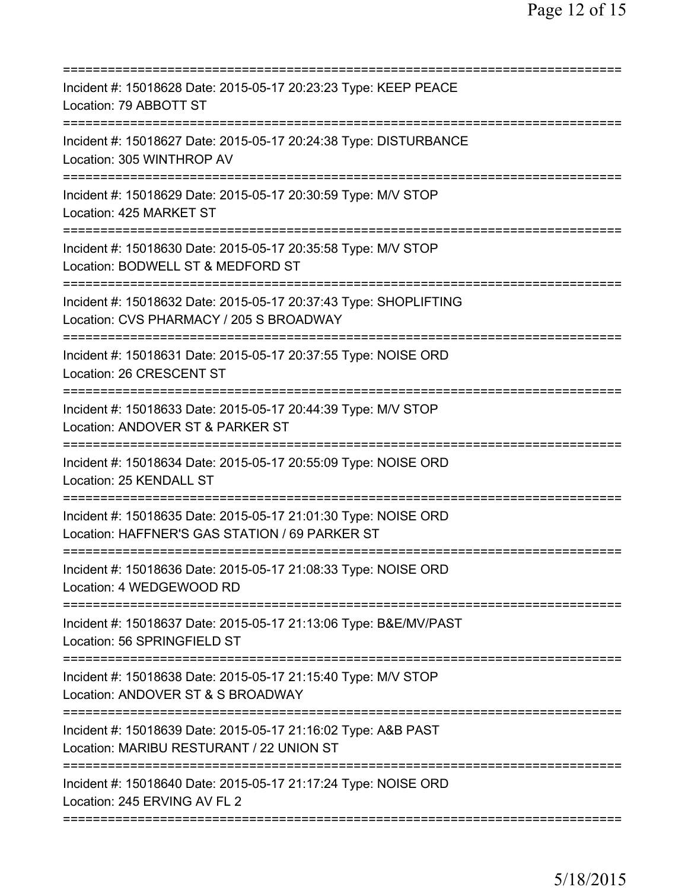==============================================================================
Incident #: 15018628 Date: 2015-05-17 20:23:23 Type: KEEP PEACE
Location: 79 ABBOTT ST
==============================================================================
Incident #: 15018627 Date: 2015-05-17 20:24:38 Type: DISTURBANCE
Location: 305 WINTHROP AV
==============================================================================
Incident #: 15018629 Date: 2015-05-17 20:30:59 Type: M/V STOP
Location: 425 MARKET ST
==============================================================================
Incident #: 15018630 Date: 2015-05-17 20:35:58 Type: M/V STOP
Location: BODWELL ST & MEDFORD ST
==============================================================================
Incident #: 15018632 Date: 2015-05-17 20:37:43 Type: SHOPLIFTING
Location: CVS PHARMACY / 205 S BROADWAY
==============================================================================
Incident #: 15018631 Date: 2015-05-17 20:37:55 Type: NOISE ORD
Location: 26 CRESCENT ST
==============================================================================
Incident #: 15018633 Date: 2015-05-17 20:44:39 Type: M/V STOP
Location: ANDOVER ST & PARKER ST
==============================================================================
Incident #: 15018634 Date: 2015-05-17 20:55:09 Type: NOISE ORD
Location: 25 KENDALL ST
==============================================================================
Incident #: 15018635 Date: 2015-05-17 21:01:30 Type: NOISE ORD
Location: HAFFNER'S GAS STATION / 69 PARKER ST
==============================================================================
Incident #: 15018636 Date: 2015-05-17 21:08:33 Type: NOISE ORD
Location: 4 WEDGEWOOD RD
==============================================================================
Incident #: 15018637 Date: 2015-05-17 21:13:06 Type: B&E/MV/PAST
Location: 56 SPRINGFIELD ST
==============================================================================
Incident #: 15018638 Date: 2015-05-17 21:15:40 Type: M/V STOP
Location: ANDOVER ST & S BROADWAY
==============================================================================
Incident #: 15018639 Date: 2015-05-17 21:16:02 Type: A&B PAST
Location: MARIBU RESTURANT / 22 UNION ST
==============================================================================
Incident #: 15018640 Date: 2015-05-17 21:17:24 Type: NOISE ORD
Location: 245 ERVING AV FL 2
==============================================================================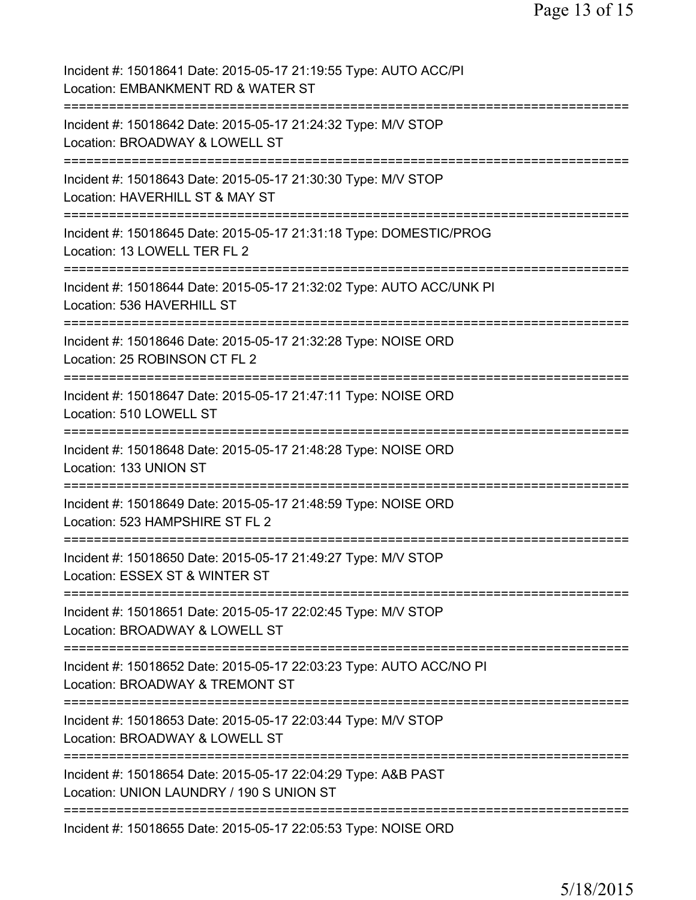Incident #: 15018641 Date: 2015-05-17 21:19:55 Type: AUTO ACC/PI
Location: EMBANKMENT RD & WATER ST

===========================================================================

Incident #: 15018642 Date: 2015-05-17 21:24:32 Type: M/V STOP
Location: BROADWAY & LOWELL ST

===========================================================================

Incident #: 15018643 Date: 2015-05-17 21:30:30 Type: M/V STOP
Location: HAVERHILL ST & MAY ST

===========================================================================

Incident #: 15018645 Date: 2015-05-17 21:31:18 Type: DOMESTIC/PROG
Location: 13 LOWELL TER FL 2

===========================================================================

Incident #: 15018644 Date: 2015-05-17 21:32:02 Type: AUTO ACC/UNK PI
Location: 536 HAVERHILL ST

===========================================================================

Incident #: 15018646 Date: 2015-05-17 21:32:28 Type: NOISE ORD
Location: 25 ROBINSON CT FL 2

===========================================================================

Incident #: 15018647 Date: 2015-05-17 21:47:11 Type: NOISE ORD
Location: 510 LOWELL ST

===========================================================================

Incident #: 15018648 Date: 2015-05-17 21:48:28 Type: NOISE ORD
Location: 133 UNION ST

===========================================================================

Incident #: 15018649 Date: 2015-05-17 21:48:59 Type: NOISE ORD
Location: 523 HAMPSHIRE ST FL 2

===========================================================================

Incident #: 15018650 Date: 2015-05-17 21:49:27 Type: M/V STOP
Location: ESSEX ST & WINTER ST

===========================================================================

Incident #: 15018651 Date: 2015-05-17 22:02:45 Type: M/V STOP
Location: BROADWAY & LOWELL ST

===========================================================================

Incident #: 15018652 Date: 2015-05-17 22:03:23 Type: AUTO ACC/NO PI
Location: BROADWAY & TREMONT ST

===========================================================================

Incident #: 15018653 Date: 2015-05-17 22:03:44 Type: M/V STOP
Location: BROADWAY & LOWELL ST

===========================================================================

Incident #: 15018654 Date: 2015-05-17 22:04:29 Type: A&B PAST
Location: UNION LAUNDRY / 190 S UNION ST

===========================================================================

Incident #: 15018655 Date: 2015-05-17 22:05:53 Type: NOISE ORD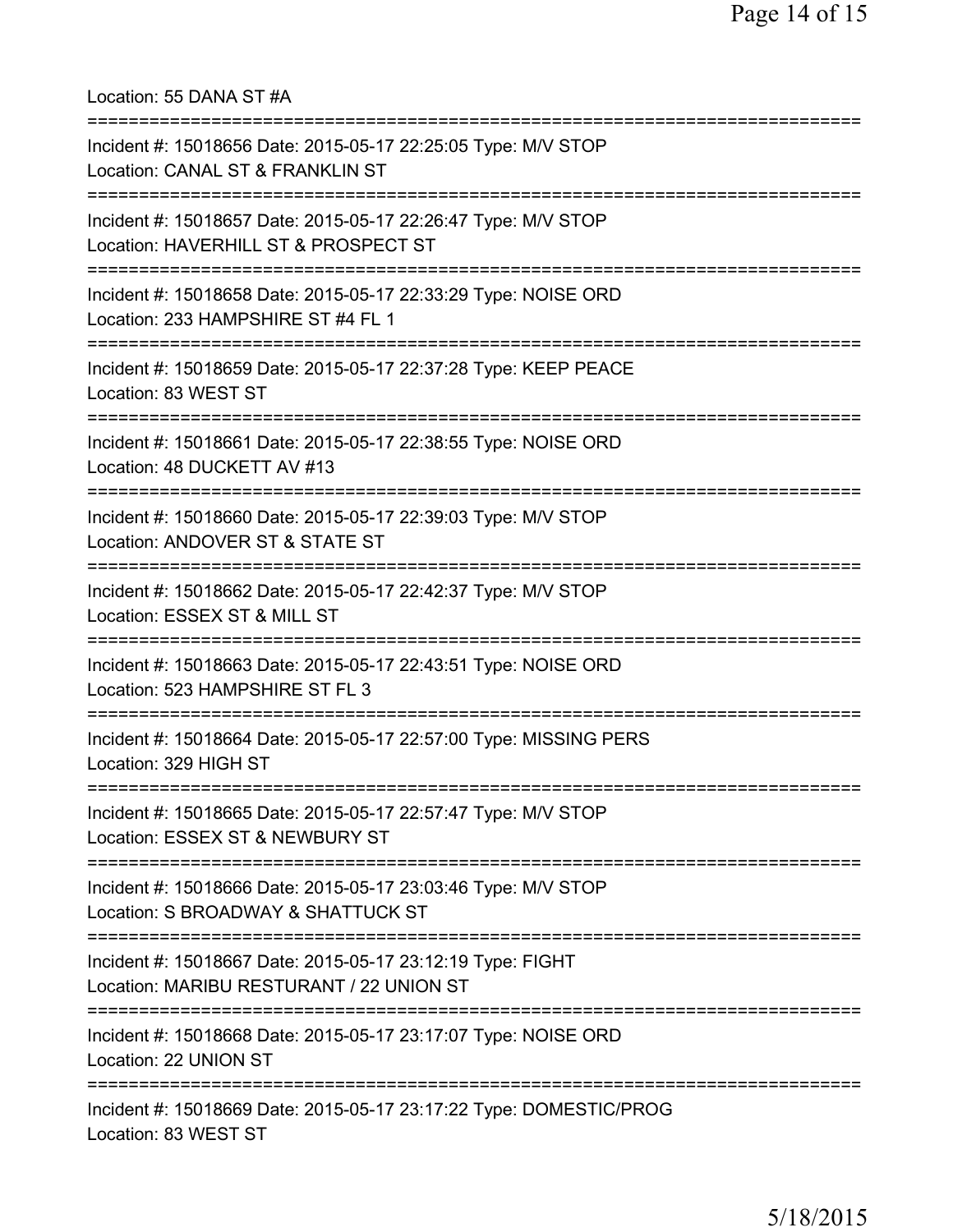Location: 55 DANA ST #A

===========================================================================

Incident #: 15018656 Date: 2015-05-17 22:25:05 Type: M/V STOP
Location: CANAL ST & FRANKLIN ST

===========================================================================

Incident #: 15018657 Date: 2015-05-17 22:26:47 Type: M/V STOP
Location: HAVERHILL ST & PROSPECT ST

===========================================================================

Incident #: 15018658 Date: 2015-05-17 22:33:29 Type: NOISE ORD
Location: 233 HAMPSHIRE ST #4 FL 1

===========================================================================

Incident #: 15018659 Date: 2015-05-17 22:37:28 Type: KEEP PEACE
Location: 83 WEST ST

===========================================================================

Incident #: 15018661 Date: 2015-05-17 22:38:55 Type: NOISE ORD
Location: 48 DUCKETT AV #13

===========================================================================

Incident #: 15018660 Date: 2015-05-17 22:39:03 Type: M/V STOP
Location: ANDOVER ST & STATE ST

===========================================================================

Incident #: 15018662 Date: 2015-05-17 22:42:37 Type: M/V STOP
Location: ESSEX ST & MILL ST

===========================================================================

Incident #: 15018663 Date: 2015-05-17 22:43:51 Type: NOISE ORD
Location: 523 HAMPSHIRE ST FL 3

===========================================================================

Incident #: 15018664 Date: 2015-05-17 22:57:00 Type: MISSING PERS
Location: 329 HIGH ST

===========================================================================

Incident #: 15018665 Date: 2015-05-17 22:57:47 Type: M/V STOP
Location: ESSEX ST & NEWBURY ST

===========================================================================

Incident #: 15018666 Date: 2015-05-17 23:03:46 Type: M/V STOP
Location: S BROADWAY & SHATTUCK ST

===========================================================================

Incident #: 15018667 Date: 2015-05-17 23:12:19 Type: FIGHT
Location: MARIBU RESTURANT / 22 UNION ST

===========================================================================

Incident #: 15018668 Date: 2015-05-17 23:17:07 Type: NOISE ORD
Location: 22 UNION ST

===========================================================================

Incident #: 15018669 Date: 2015-05-17 23:17:22 Type: DOMESTIC/PROG
Location: 83 WEST ST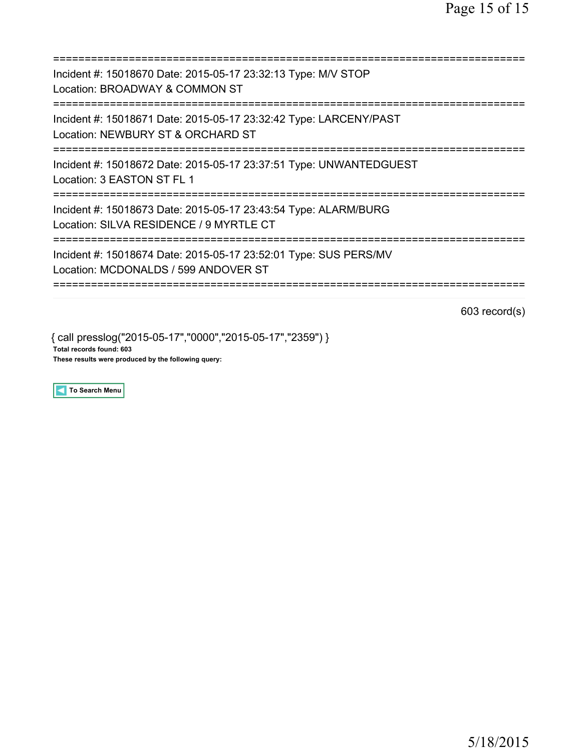===========================================================================

Incident #: 15018670 Date: 2015-05-17 23:32:13 Type: M/V STOP

Location: BROADWAY & COMMON ST

===========================================================================

Incident #: 15018671 Date: 2015-05-17 23:32:42 Type: LARCENY/PAST

Location: NEWBURY ST & ORCHARD ST

===========================================================================

Incident #: 15018672 Date: 2015-05-17 23:37:51 Type: UNWANTEDGUEST

Location: 3 EASTON ST FL 1

===========================================================================

Incident #: 15018673 Date: 2015-05-17 23:43:54 Type: ALARM/BURG

Location: SILVA RESIDENCE / 9 MYRTLE CT

===========================================================================

Incident #: 15018674 Date: 2015-05-17 23:52:01 Type: SUS PERS/MV

Location: MCDONALDS / 599 ANDOVER ST

===========================================================================

603 record(s)

{ call presslog("2015-05-17","0000","2015-05-17","2359") }

**Total records found: 603**

**These results were produced by the following query:**

To Search Menu